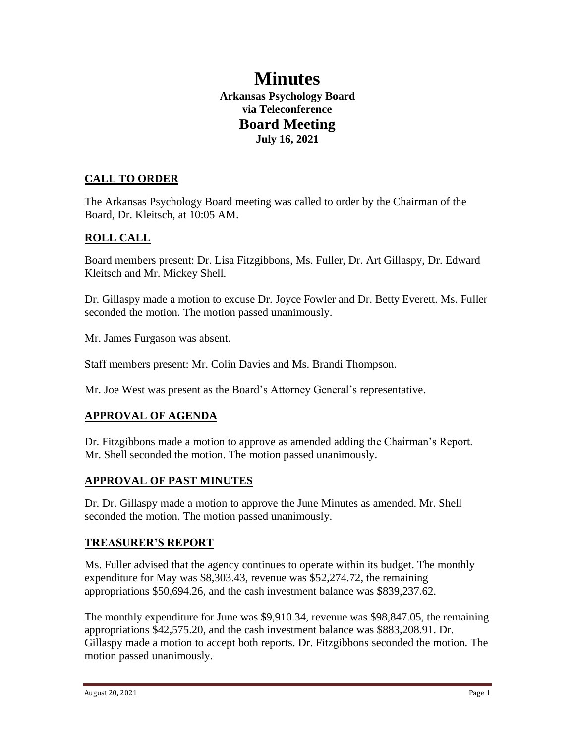# Minutes

**Arkansas Psychology Board**
**via Teleconference**

## Board Meeting

**July 16, 2021**

## CALL TO ORDER

The Arkansas Psychology Board meeting was called to order by the Chairman of the Board, Dr. Kleitsch, at 10:05 AM.

## ROLL CALL

Board members present: Dr. Lisa Fitzgibbons, Ms. Fuller, Dr. Art Gillaspy, Dr. Edward Kleitsch and Mr. Mickey Shell.

Dr. Gillaspy made a motion to excuse Dr. Joyce Fowler and Dr. Betty Everett. Ms. Fuller seconded the motion. The motion passed unanimously.

Mr. James Furgason was absent.

Staff members present: Mr. Colin Davies and Ms. Brandi Thompson.

Mr. Joe West was present as the Board's Attorney General's representative.

## APPROVAL OF AGENDA

Dr. Fitzgibbons made a motion to approve as amended adding the Chairman's Report. Mr. Shell seconded the motion. The motion passed unanimously.

## APPROVAL OF PAST MINUTES

Dr. Dr. Gillaspy made a motion to approve the June Minutes as amended. Mr. Shell seconded the motion. The motion passed unanimously.

## TREASURER'S REPORT

Ms. Fuller advised that the agency continues to operate within its budget. The monthly expenditure for May was $8,303.43, revenue was $52,274.72, the remaining appropriations $50,694.26, and the cash investment balance was $839,237.62.

The monthly expenditure for June was $9,910.34, revenue was $98,847.05, the remaining appropriations $42,575.20, and the cash investment balance was $883,208.91. Dr. Gillaspy made a motion to accept both reports. Dr. Fitzgibbons seconded the motion. The motion passed unanimously.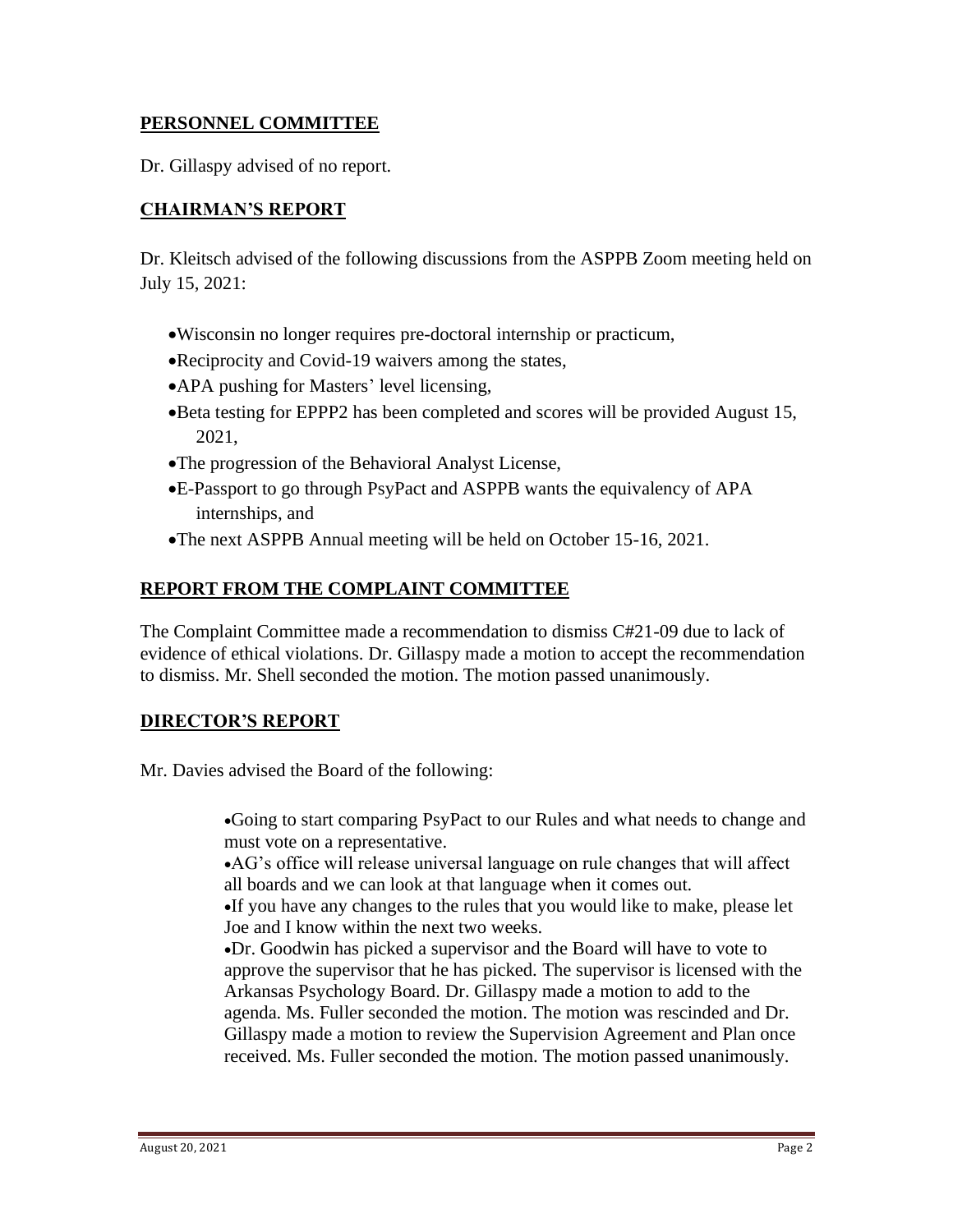## PERSONNEL COMMITTEE

Dr. Gillaspy advised of no report.

## CHAIRMAN'S REPORT

Dr. Kleitsch advised of the following discussions from the ASPPB Zoom meeting held on July 15, 2021:

- Wisconsin no longer requires pre-doctoral internship or practicum,
- Reciprocity and Covid-19 waivers among the states,
- APA pushing for Masters' level licensing,
- Beta testing for EPPP2 has been completed and scores will be provided August 15, 2021,
- The progression of the Behavioral Analyst License,
- E-Passport to go through PsyPact and ASPPB wants the equivalency of APA internships, and
- The next ASPPB Annual meeting will be held on October 15-16, 2021.

## REPORT FROM THE COMPLAINT COMMITTEE

The Complaint Committee made a recommendation to dismiss C#21-09 due to lack of evidence of ethical violations. Dr. Gillaspy made a motion to accept the recommendation to dismiss. Mr. Shell seconded the motion. The motion passed unanimously.

## DIRECTOR'S REPORT

Mr. Davies advised the Board of the following:

- Going to start comparing PsyPact to our Rules and what needs to change and must vote on a representative.
- AG's office will release universal language on rule changes that will affect all boards and we can look at that language when it comes out.
- If you have any changes to the rules that you would like to make, please let Joe and I know within the next two weeks.
- Dr. Goodwin has picked a supervisor and the Board will have to vote to approve the supervisor that he has picked. The supervisor is licensed with the Arkansas Psychology Board. Dr. Gillaspy made a motion to add to the agenda. Ms. Fuller seconded the motion. The motion was rescinded and Dr. Gillaspy made a motion to review the Supervision Agreement and Plan once received. Ms. Fuller seconded the motion. The motion passed unanimously.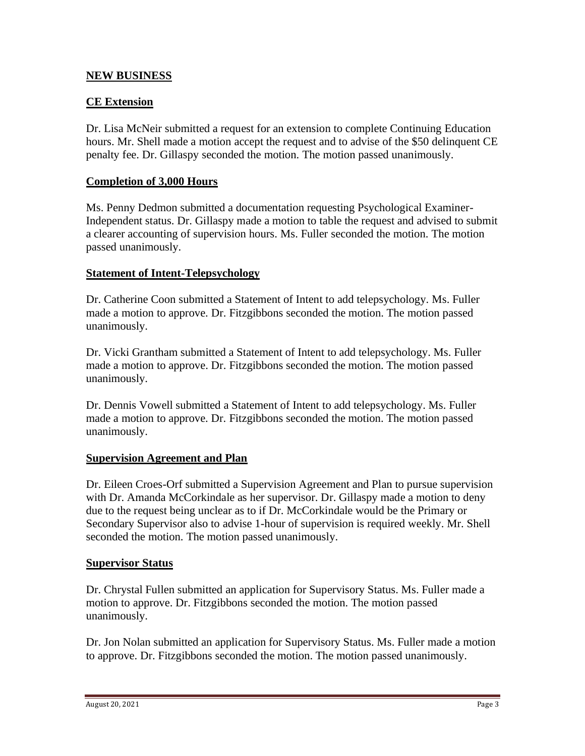## NEW BUSINESS

### CE Extension

Dr. Lisa McNeir submitted a request for an extension to complete Continuing Education hours. Mr. Shell made a motion accept the request and to advise of the $50 delinquent CE penalty fee. Dr. Gillaspy seconded the motion. The motion passed unanimously.

### Completion of 3,000 Hours

Ms. Penny Dedmon submitted a documentation requesting Psychological Examiner-Independent status. Dr. Gillaspy made a motion to table the request and advised to submit a clearer accounting of supervision hours. Ms. Fuller seconded the motion. The motion passed unanimously.

### Statement of Intent-Telepsychology

Dr. Catherine Coon submitted a Statement of Intent to add telepsychology. Ms. Fuller made a motion to approve. Dr. Fitzgibbons seconded the motion. The motion passed unanimously.

Dr. Vicki Grantham submitted a Statement of Intent to add telepsychology. Ms. Fuller made a motion to approve. Dr. Fitzgibbons seconded the motion. The motion passed unanimously.

Dr. Dennis Vowell submitted a Statement of Intent to add telepsychology. Ms. Fuller made a motion to approve. Dr. Fitzgibbons seconded the motion. The motion passed unanimously.

### Supervision Agreement and Plan

Dr. Eileen Croes-Orf submitted a Supervision Agreement and Plan to pursue supervision with Dr. Amanda McCorkindale as her supervisor. Dr. Gillaspy made a motion to deny due to the request being unclear as to if Dr. McCorkindale would be the Primary or Secondary Supervisor also to advise 1-hour of supervision is required weekly. Mr. Shell seconded the motion. The motion passed unanimously.

### Supervisor Status

Dr. Chrystal Fullen submitted an application for Supervisory Status. Ms. Fuller made a motion to approve. Dr. Fitzgibbons seconded the motion. The motion passed unanimously.

Dr. Jon Nolan submitted an application for Supervisory Status. Ms. Fuller made a motion to approve. Dr. Fitzgibbons seconded the motion. The motion passed unanimously.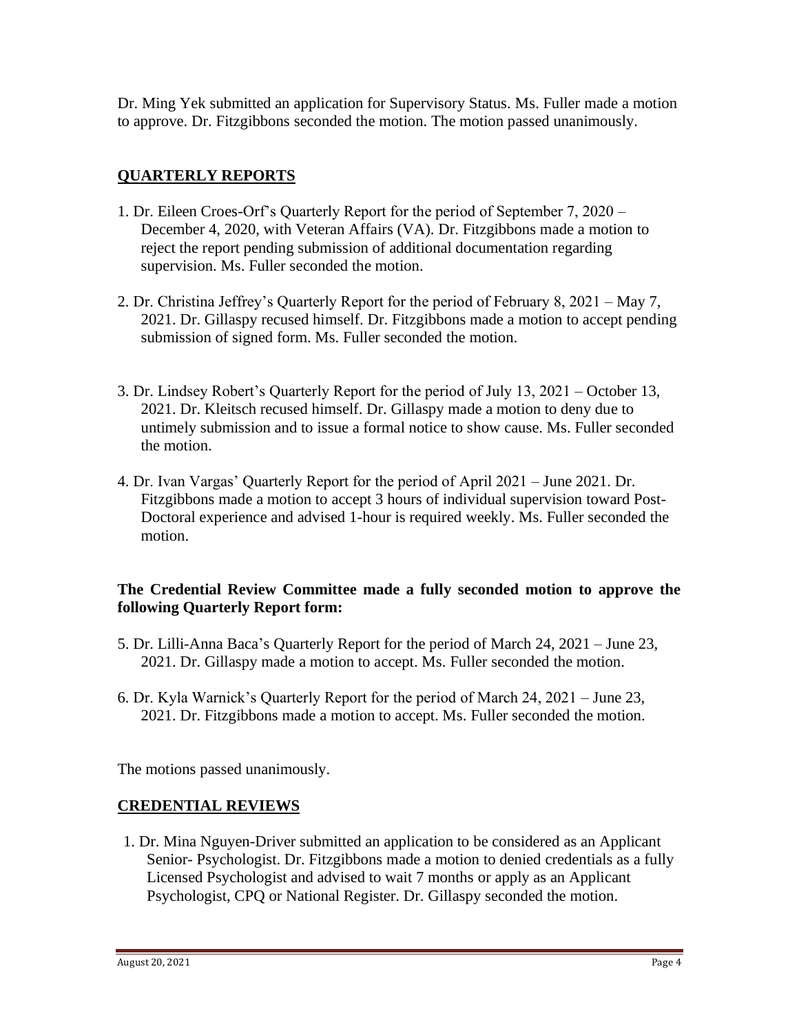Dr. Ming Yek submitted an application for Supervisory Status. Ms. Fuller made a motion to approve. Dr. Fitzgibbons seconded the motion. The motion passed unanimously.

## QUARTERLY REPORTS

1. Dr. Eileen Croes-Orf's Quarterly Report for the period of September 7, 2020 – December 4, 2020, with Veteran Affairs (VA). Dr. Fitzgibbons made a motion to reject the report pending submission of additional documentation regarding supervision. Ms. Fuller seconded the motion.

2. Dr. Christina Jeffrey's Quarterly Report for the period of February 8, 2021 – May 7, 2021. Dr. Gillaspy recused himself. Dr. Fitzgibbons made a motion to accept pending submission of signed form. Ms. Fuller seconded the motion.

3. Dr. Lindsey Robert's Quarterly Report for the period of July 13, 2021 – October 13, 2021. Dr. Kleitsch recused himself. Dr. Gillaspy made a motion to deny due to untimely submission and to issue a formal notice to show cause. Ms. Fuller seconded the motion.

4. Dr. Ivan Vargas' Quarterly Report for the period of April 2021 – June 2021. Dr. Fitzgibbons made a motion to accept 3 hours of individual supervision toward Post-Doctoral experience and advised 1-hour is required weekly. Ms. Fuller seconded the motion.

**The Credential Review Committee made a fully seconded motion to approve the following Quarterly Report form:**

5. Dr. Lilli-Anna Baca's Quarterly Report for the period of March 24, 2021 – June 23, 2021. Dr. Gillaspy made a motion to accept. Ms. Fuller seconded the motion.

6. Dr. Kyla Warnick's Quarterly Report for the period of March 24, 2021 – June 23, 2021. Dr. Fitzgibbons made a motion to accept. Ms. Fuller seconded the motion.

The motions passed unanimously.

## CREDENTIAL REVIEWS

1. Dr. Mina Nguyen-Driver submitted an application to be considered as an Applicant Senior- Psychologist. Dr. Fitzgibbons made a motion to denied credentials as a fully Licensed Psychologist and advised to wait 7 months or apply as an Applicant Psychologist, CPQ or National Register. Dr. Gillaspy seconded the motion.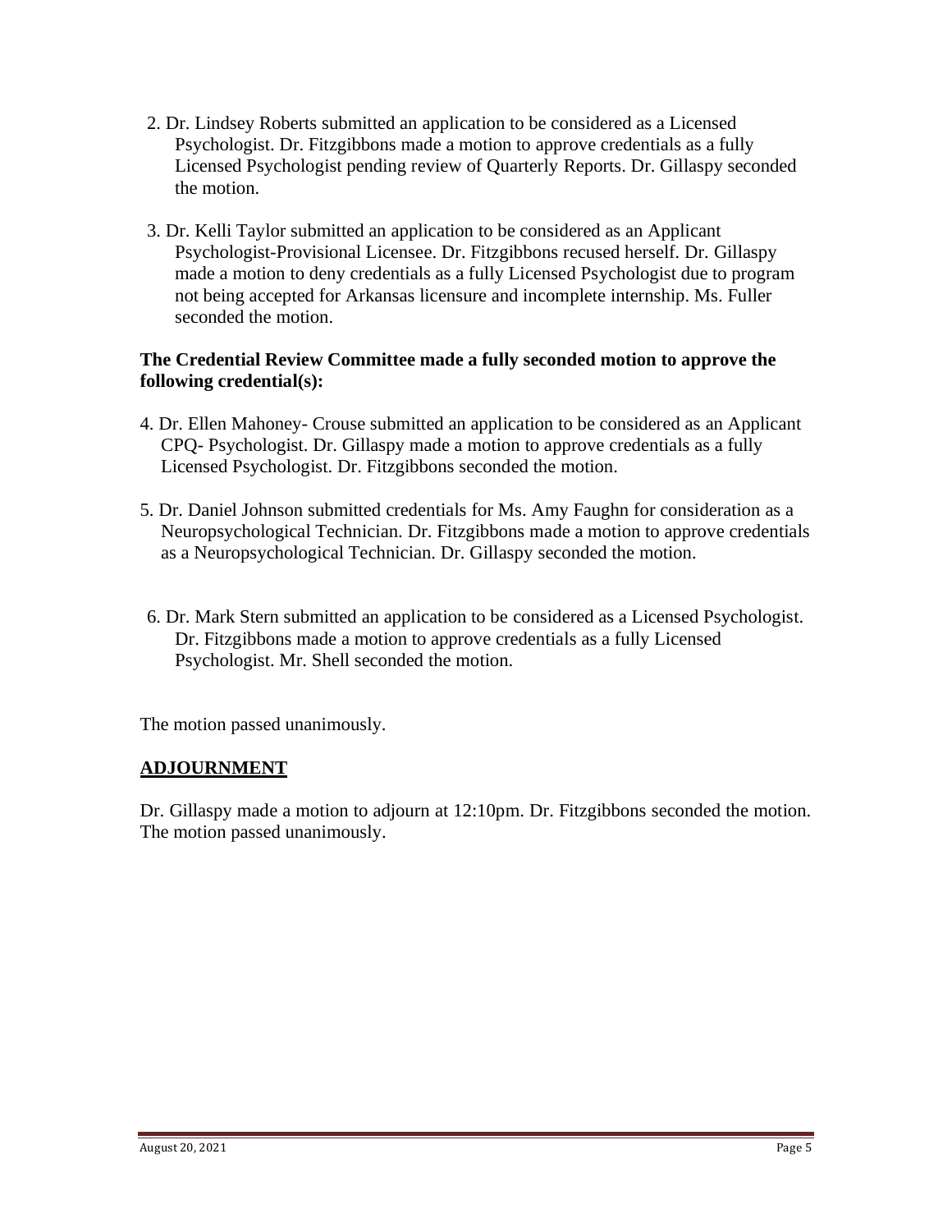2. Dr. Lindsey Roberts submitted an application to be considered as a Licensed Psychologist. Dr. Fitzgibbons made a motion to approve credentials as a fully Licensed Psychologist pending review of Quarterly Reports. Dr. Gillaspy seconded the motion.

3. Dr. Kelli Taylor submitted an application to be considered as an Applicant Psychologist-Provisional Licensee. Dr. Fitzgibbons recused herself. Dr. Gillaspy made a motion to deny credentials as a fully Licensed Psychologist due to program not being accepted for Arkansas licensure and incomplete internship. Ms. Fuller seconded the motion.

**The Credential Review Committee made a fully seconded motion to approve the following credential(s):**

4. Dr. Ellen Mahoney- Crouse submitted an application to be considered as an Applicant CPQ- Psychologist. Dr. Gillaspy made a motion to approve credentials as a fully Licensed Psychologist. Dr. Fitzgibbons seconded the motion.

5. Dr. Daniel Johnson submitted credentials for Ms. Amy Faughn for consideration as a Neuropsychological Technician. Dr. Fitzgibbons made a motion to approve credentials as a Neuropsychological Technician. Dr. Gillaspy seconded the motion.

6. Dr. Mark Stern submitted an application to be considered as a Licensed Psychologist. Dr. Fitzgibbons made a motion to approve credentials as a fully Licensed Psychologist. Mr. Shell seconded the motion.

The motion passed unanimously.

## ADJOURNMENT

Dr. Gillaspy made a motion to adjourn at 12:10pm. Dr. Fitzgibbons seconded the motion. The motion passed unanimously.